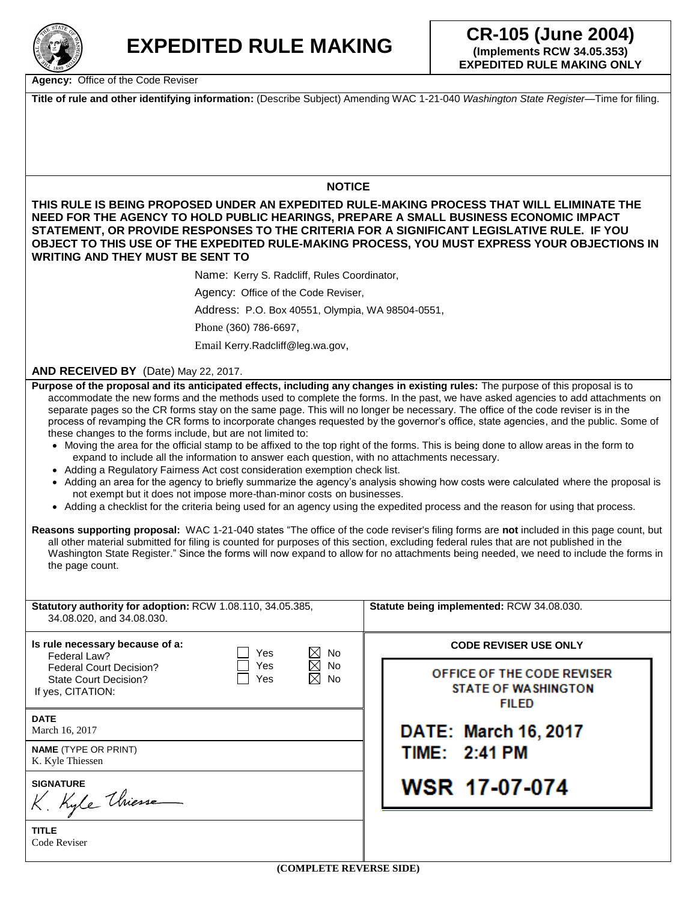# EXPEDITED RULE MAKING

**CR-105 (June 2004)**
**(Implements RCW 34.05.353)**
**EXPEDITED RULE MAKING ONLY**

**Agency:** Office of the Code Reviser

**Title of rule and other identifying information:** (Describe Subject) Amending WAC 1-21-040 *Washington State Register*—Time for filing.

**NOTICE**

**THIS RULE IS BEING PROPOSED UNDER AN EXPEDITED RULE-MAKING PROCESS THAT WILL ELIMINATE THE NEED FOR THE AGENCY TO HOLD PUBLIC HEARINGS, PREPARE A SMALL BUSINESS ECONOMIC IMPACT STATEMENT, OR PROVIDE RESPONSES TO THE CRITERIA FOR A SIGNIFICANT LEGISLATIVE RULE. IF YOU OBJECT TO THIS USE OF THE EXPEDITED RULE-MAKING PROCESS, YOU MUST EXPRESS YOUR OBJECTIONS IN WRITING AND THEY MUST BE SENT TO**

Name: Kerry S. Radcliff, Rules Coordinator,

Agency: Office of the Code Reviser,

Address: P.O. Box 40551, Olympia, WA 98504-0551,

Phone (360) 786-6697,

Email Kerry.Radcliff@leg.wa.gov,

**AND RECEIVED BY** (Date) May 22, 2017.

**Purpose of the proposal and its anticipated effects, including any changes in existing rules:** The purpose of this proposal is to accommodate the new forms and the methods used to complete the forms. In the past, we have asked agencies to add attachments on separate pages so the CR forms stay on the same page. This will no longer be necessary. The office of the code reviser is in the process of revamping the CR forms to incorporate changes requested by the governor's office, state agencies, and the public. Some of these changes to the forms include, but are not limited to:

- Moving the area for the official stamp to be affixed to the top right of the forms. This is being done to allow areas in the form to expand to include all the information to answer each question, with no attachments necessary.
- Adding a Regulatory Fairness Act cost consideration exemption check list.
- Adding an area for the agency to briefly summarize the agency's analysis showing how costs were calculated where the proposal is not exempt but it does not impose more-than-minor costs on businesses.
- Adding a checklist for the criteria being used for an agency using the expedited process and the reason for using that process.

**Reasons supporting proposal:** WAC 1-21-040 states "The office of the code reviser's filing forms are **not** included in this page count, but all other material submitted for filing is counted for purposes of this section, excluding federal rules that are not published in the Washington State Register." Since the forms will now expand to allow for no attachments being needed, we need to include the forms in the page count.

**Statutory authority for adoption:** RCW 1.08.110, 34.05.385, 34.08.020, and 34.08.030.

**Statute being implemented:** RCW 34.08.030.

**Is rule necessary because of a:**

| | Yes | No |
|---|---|---|
| Federal Law? | ☐ | ☒ |
| Federal Court Decision? | ☐ | ☒ |
| State Court Decision? | ☐ | ☒ |

If yes, CITATION:

**DATE**
March 16, 2017

**NAME** (TYPE OR PRINT)
K. Kyle Thiessen

**SIGNATURE**
K. Kyle Thiessen

**TITLE**
Code Reviser

**CODE REVISER USE ONLY**

OFFICE OF THE CODE REVISER
STATE OF WASHINGTON
FILED

DATE: March 16, 2017
TIME: 2:41 PM

WSR 17-07-074

**(COMPLETE REVERSE SIDE)**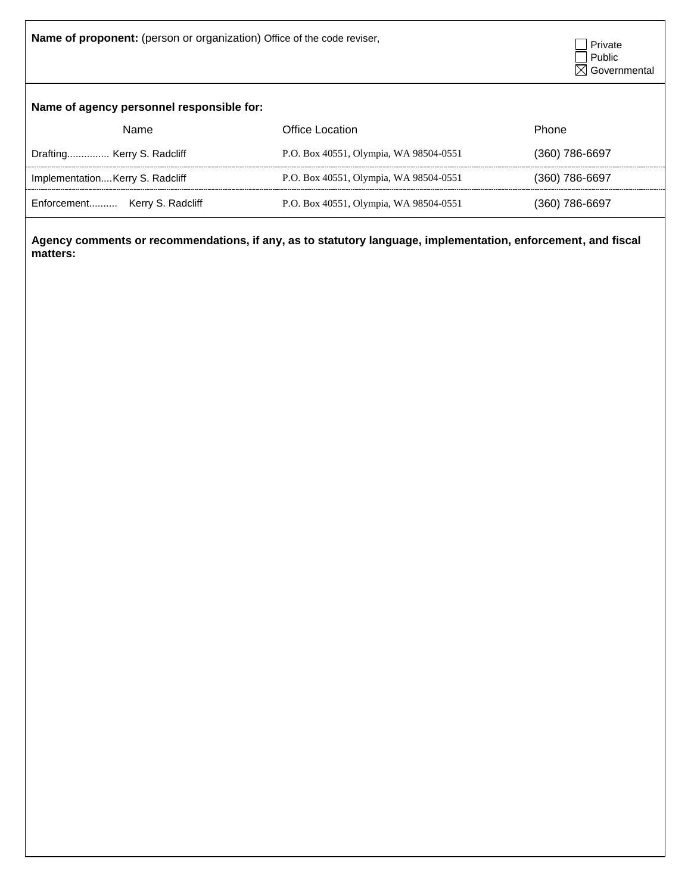**Name of proponent:** (person or organization) Office of the code reviser,

- [ ] Private
- [ ] Public
- [x] Governmental

**Name of agency personnel responsible for:**

| Name | Office Location | Phone |
|---|---|---|
| Drafting............... Kerry S. Radcliff | P.O. Box 40551, Olympia, WA 98504-0551 | (360) 786-6697 |
| Implementation....Kerry S. Radcliff | P.O. Box 40551, Olympia, WA 98504-0551 | (360) 786-6697 |
| Enforcement.......... Kerry S. Radcliff | P.O. Box 40551, Olympia, WA 98504-0551 | (360) 786-6697 |

**Agency comments or recommendations, if any, as to statutory language, implementation, enforcement, and fiscal matters:**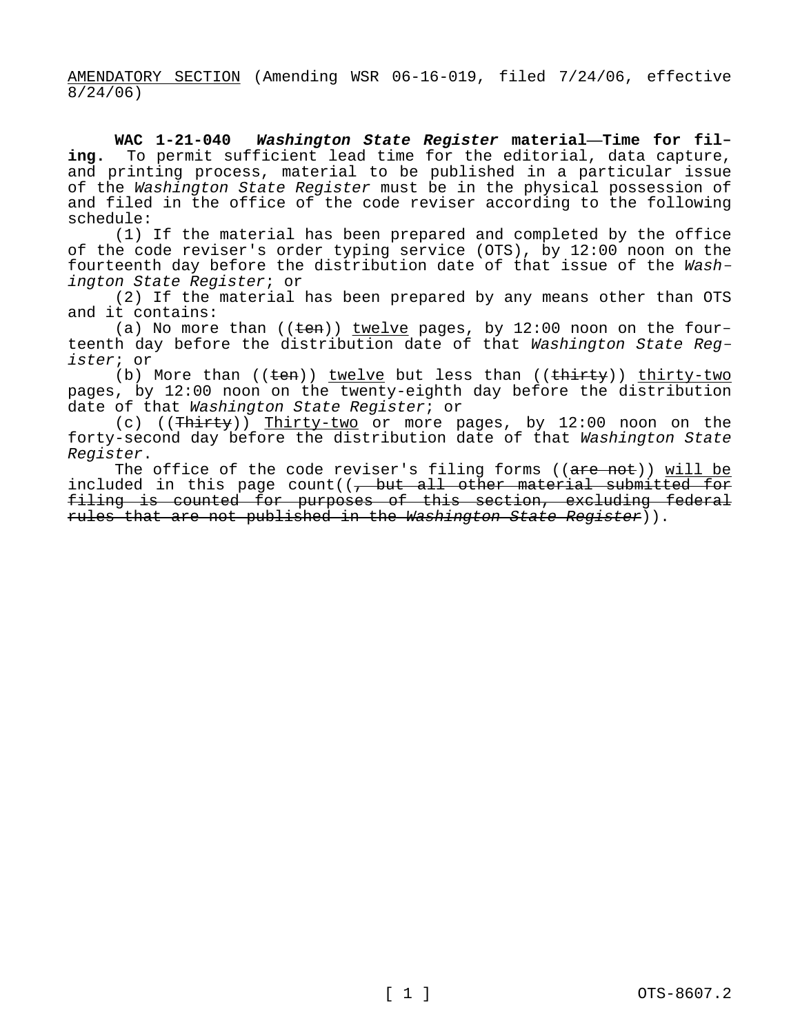<u>AMENDATORY SECTION</u> (Amending WSR 06-16-019, filed 7/24/06, effective 8/24/06)

**WAC 1-21-040** ***Washington State Register*** **material—Time for filing.** To permit sufficient lead time for the editorial, data capture, and printing process, material to be published in a particular issue of the *Washington State Register* must be in the physical possession of and filed in the office of the code reviser according to the following schedule:

(1) If the material has been prepared and completed by the office of the code reviser's order typing service (OTS), by 12:00 noon on the fourteenth day before the distribution date of that issue of the *Washington State Register*; or

(2) If the material has been prepared by any means other than OTS and it contains:

(a) No more than ((~~ten~~)) <u>twelve</u> pages, by 12:00 noon on the fourteenth day before the distribution date of that *Washington State Register*; or

(b) More than ((~~ten~~)) <u>twelve</u> but less than ((~~thirty~~)) <u>thirty-two</u> pages, by 12:00 noon on the twenty-eighth day before the distribution date of that *Washington State Register*; or

(c) ((~~Thirty~~)) <u>Thirty-two</u> or more pages, by 12:00 noon on the forty-second day before the distribution date of that *Washington State Register*.

The office of the code reviser's filing forms ((~~are not~~)) <u>will be</u> included in this page count((~~, but all other material submitted for filing is counted for purposes of this section, excluding federal rules that are not published in the~~ ~~*Washington State Register*~~)).